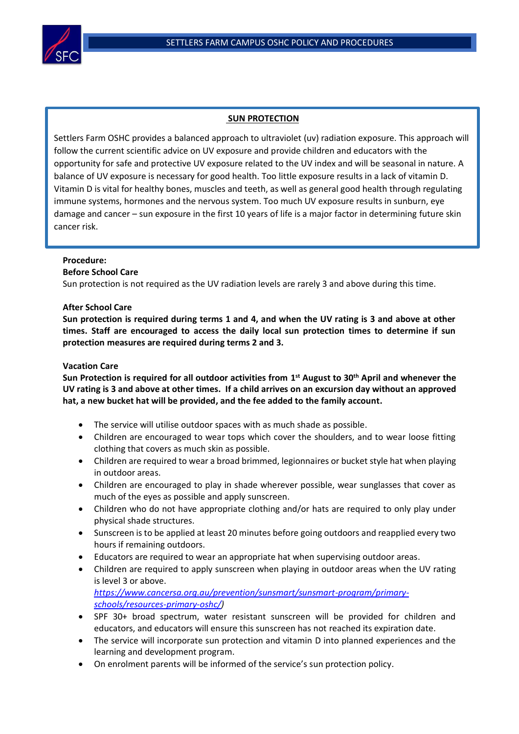## SUN PROTECTION

Settlers Farm OSHC provides a balanced approach to ultraviolet (uv) radiation exposure. This approach will follow the current scientific advice on UV exposure and provide children and educators with the opportunity for safe and protective UV exposure related to the UV index and will be seasonal in nature. A balance of UV exposure is necessary for good health. Too little exposure results in a lack of vitamin D. Vitamin D is vital for healthy bones, muscles and teeth, as well as general good health through regulating immune systems, hormones and the nervous system. Too much UV exposure results in sunburn, eye damage and cancer – sun exposure in the first 10 years of life is a major factor in determining future skin cancer risk.

**Procedure:**

**Before School Care**

Sun protection is not required as the UV radiation levels are rarely 3 and above during this time.

**After School Care**

**Sun protection is required during terms 1 and 4, and when the UV rating is 3 and above at other times. Staff are encouraged to access the daily local sun protection times to determine if sun protection measures are required during terms 2 and 3.**

**Vacation Care**

**Sun Protection is required for all outdoor activities from 1st August to 30th April and whenever the UV rating is 3 and above at other times. If a child arrives on an excursion day without an approved hat, a new bucket hat will be provided, and the fee added to the family account.**

- The service will utilise outdoor spaces with as much shade as possible.
- Children are encouraged to wear tops which cover the shoulders, and to wear loose fitting clothing that covers as much skin as possible.
- Children are required to wear a broad brimmed, legionnaires or bucket style hat when playing in outdoor areas.
- Children are encouraged to play in shade wherever possible, wear sunglasses that cover as much of the eyes as possible and apply sunscreen.
- Children who do not have appropriate clothing and/or hats are required to only play under physical shade structures.
- Sunscreen is to be applied at least 20 minutes before going outdoors and reapplied every two hours if remaining outdoors.
- Educators are required to wear an appropriate hat when supervising outdoor areas.
- Children are required to apply sunscreen when playing in outdoor areas when the UV rating is level 3 or above. *https://www.cancersa.org.au/prevention/sunsmart/sunsmart-program/primary-schools/resources-primary-oshc/*)
- SPF 30+ broad spectrum, water resistant sunscreen will be provided for children and educators, and educators will ensure this sunscreen has not reached its expiration date.
- The service will incorporate sun protection and vitamin D into planned experiences and the learning and development program.
- On enrolment parents will be informed of the service's sun protection policy.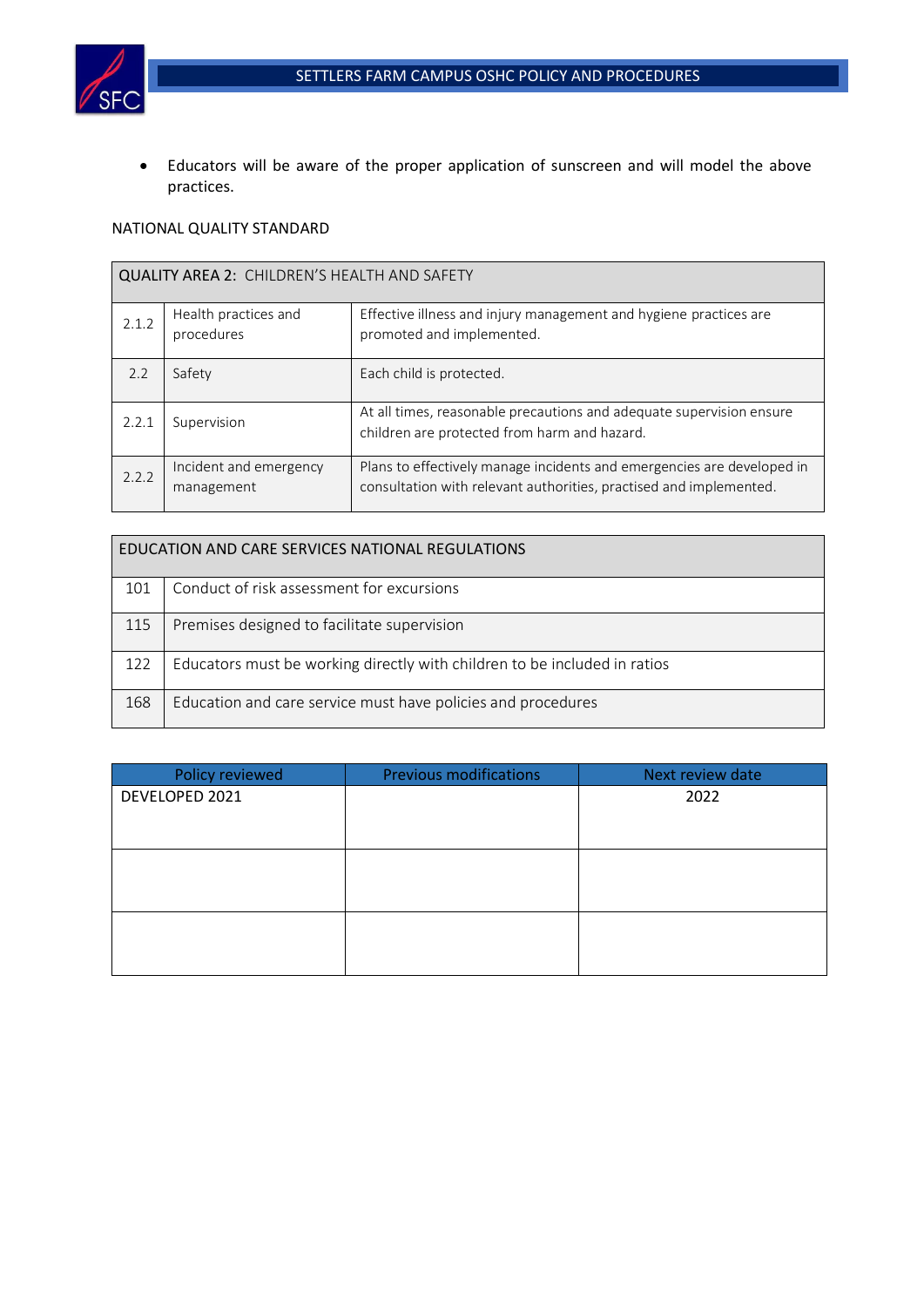- Educators will be aware of the proper application of sunscreen and will model the above practices.

NATIONAL QUALITY STANDARD

| QUALITY AREA 2: CHILDREN'S HEALTH AND SAFETY | | |
|---|---|---|
| 2.1.2 | Health practices and procedures | Effective illness and injury management and hygiene practices are promoted and implemented. |
| 2.2 | Safety | Each child is protected. |
| 2.2.1 | Supervision | At all times, reasonable precautions and adequate supervision ensure children are protected from harm and hazard. |
| 2.2.2 | Incident and emergency management | Plans to effectively manage incidents and emergencies are developed in consultation with relevant authorities, practised and implemented. |

| EDUCATION AND CARE SERVICES NATIONAL REGULATIONS | |
|---|---|
| 101 | Conduct of risk assessment for excursions |
| 115 | Premises designed to facilitate supervision |
| 122 | Educators must be working directly with children to be included in ratios |
| 168 | Education and care service must have policies and procedures |

| Policy reviewed | Previous modifications | Next review date |
|---|---|---|
| DEVELOPED 2021 | | 2022 |
| | | |
| | | |